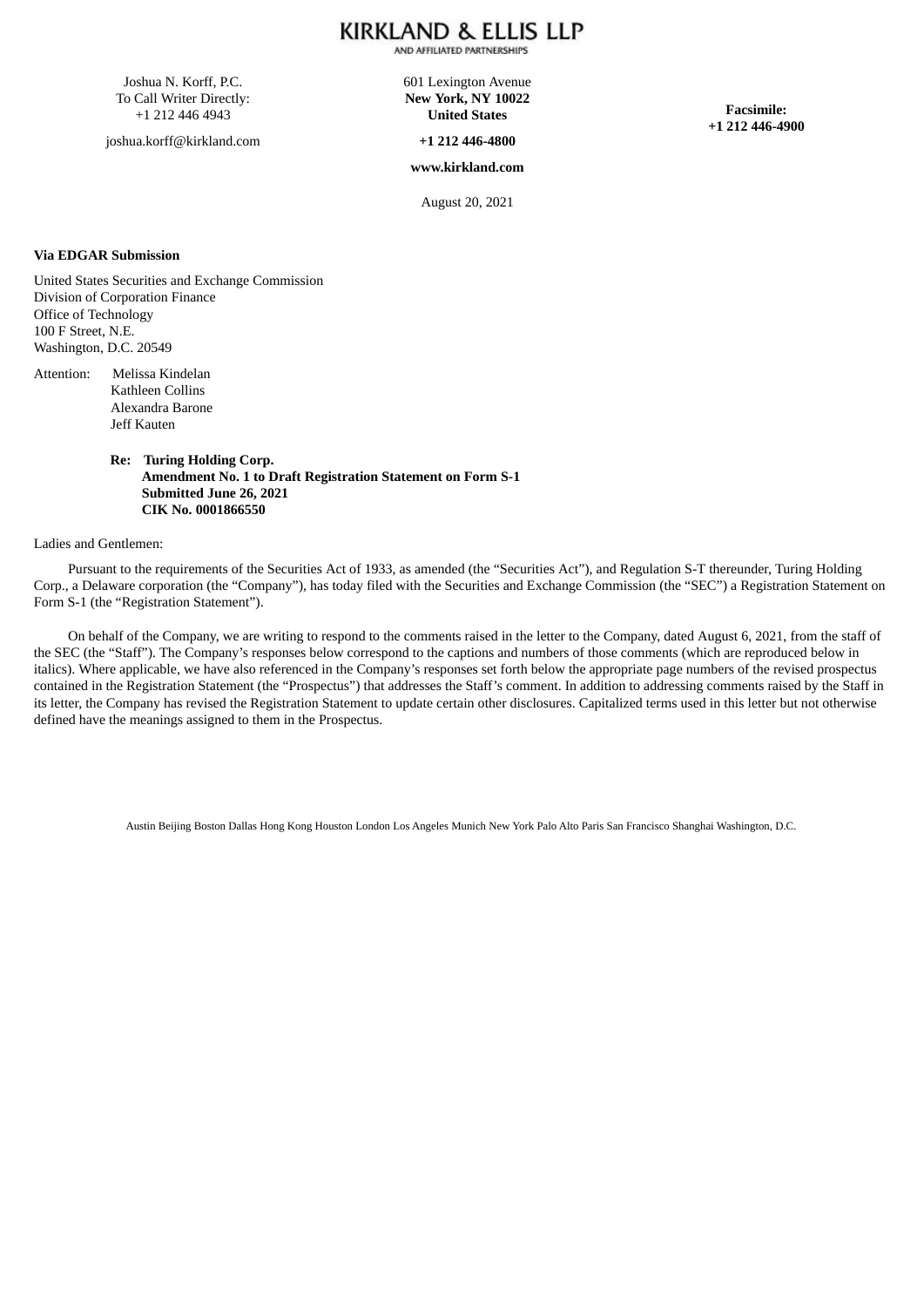# KIRKLAND & ELLIS LLP

AND AFFILIATED PARTNERSHIPS

Joshua N. Korff, P.C.
To Call Writer Directly:
+1 212 446 4943

joshua.korff@kirkland.com

601 Lexington Avenue
**New York, NY 10022**
**United States**

**+1 212 446-4800**

**www.kirkland.com**

**Facsimile:**
**+1 212 446-4900**

August 20, 2021

**Via EDGAR Submission**

United States Securities and Exchange Commission
Division of Corporation Finance
Office of Technology
100 F Street, N.E.
Washington, D.C. 20549

Attention: Melissa Kindelan
Kathleen Collins
Alexandra Barone
Jeff Kauten

**Re: Turing Holding Corp.**
**Amendment No. 1 to Draft Registration Statement on Form S-1**
**Submitted June 26, 2021**
**CIK No. 0001866550**

Ladies and Gentlemen:

Pursuant to the requirements of the Securities Act of 1933, as amended (the "Securities Act"), and Regulation S-T thereunder, Turing Holding Corp., a Delaware corporation (the "Company"), has today filed with the Securities and Exchange Commission (the "SEC") a Registration Statement on Form S-1 (the "Registration Statement").

On behalf of the Company, we are writing to respond to the comments raised in the letter to the Company, dated August 6, 2021, from the staff of the SEC (the "Staff"). The Company's responses below correspond to the captions and numbers of those comments (which are reproduced below in italics). Where applicable, we have also referenced in the Company's responses set forth below the appropriate page numbers of the revised prospectus contained in the Registration Statement (the "Prospectus") that addresses the Staff's comment. In addition to addressing comments raised by the Staff in its letter, the Company has revised the Registration Statement to update certain other disclosures. Capitalized terms used in this letter but not otherwise defined have the meanings assigned to them in the Prospectus.

Austin Beijing Boston Dallas Hong Kong Houston London Los Angeles Munich New York Palo Alto Paris San Francisco Shanghai Washington, D.C.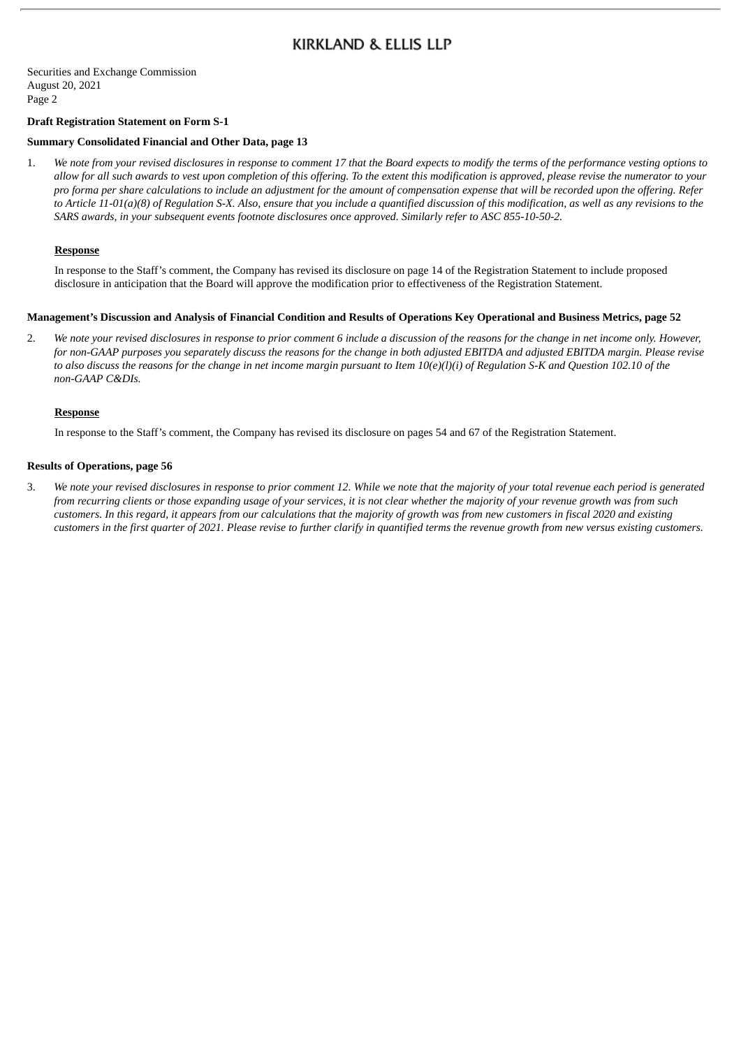**Draft Registration Statement on Form S-1**

**Summary Consolidated Financial and Other Data, page 13**

1. *We note from your revised disclosures in response to comment 17 that the Board expects to modify the terms of the performance vesting options to allow for all such awards to vest upon completion of this offering. To the extent this modification is approved, please revise the numerator to your pro forma per share calculations to include an adjustment for the amount of compensation expense that will be recorded upon the offering. Refer to Article 11-01(a)(8) of Regulation S-X. Also, ensure that you include a quantified discussion of this modification, as well as any revisions to the SARS awards, in your subsequent events footnote disclosures once approved. Similarly refer to ASC 855-10-50-2.*

   **Response**

   In response to the Staff's comment, the Company has revised its disclosure on page 14 of the Registration Statement to include proposed disclosure in anticipation that the Board will approve the modification prior to effectiveness of the Registration Statement.

**Management's Discussion and Analysis of Financial Condition and Results of Operations Key Operational and Business Metrics, page 52**

2. *We note your revised disclosures in response to prior comment 6 include a discussion of the reasons for the change in net income only. However, for non-GAAP purposes you separately discuss the reasons for the change in both adjusted EBITDA and adjusted EBITDA margin. Please revise to also discuss the reasons for the change in net income margin pursuant to Item 10(e)(l)(i) of Regulation S-K and Question 102.10 of the non-GAAP C&DIs.*

   **Response**

   In response to the Staff's comment, the Company has revised its disclosure on pages 54 and 67 of the Registration Statement.

**Results of Operations, page 56**

3. *We note your revised disclosures in response to prior comment 12. While we note that the majority of your total revenue each period is generated from recurring clients or those expanding usage of your services, it is not clear whether the majority of your revenue growth was from such customers. In this regard, it appears from our calculations that the majority of growth was from new customers in fiscal 2020 and existing customers in the first quarter of 2021. Please revise to further clarify in quantified terms the revenue growth from new versus existing customers.*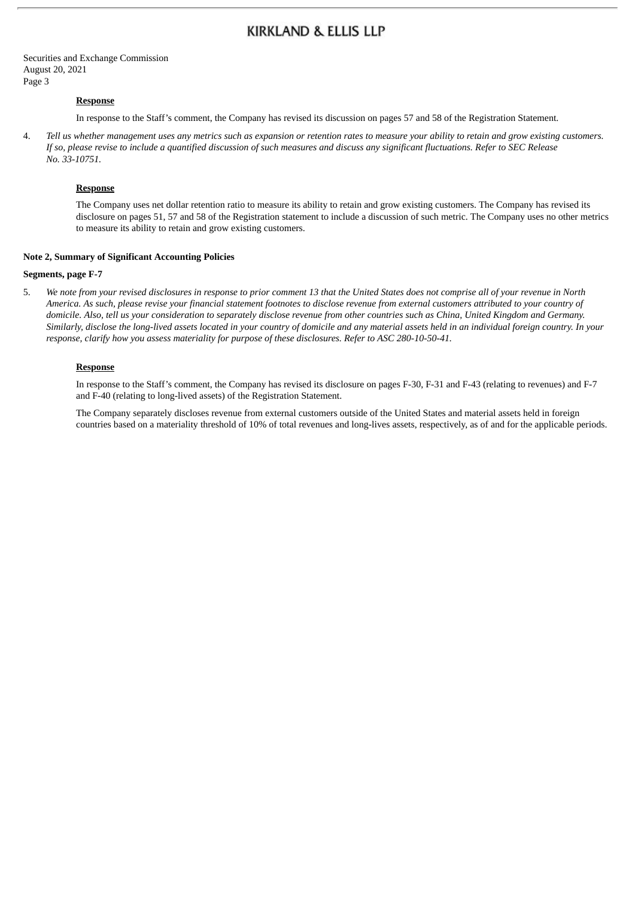Securities and Exchange Commission
August 20, 2021
Page 3

**Response**

In response to the Staff's comment, the Company has revised its discussion on pages 57 and 58 of the Registration Statement.

4. *Tell us whether management uses any metrics such as expansion or retention rates to measure your ability to retain and grow existing customers. If so, please revise to include a quantified discussion of such measures and discuss any significant fluctuations. Refer to SEC Release No. 33-10751.*

**Response**

The Company uses net dollar retention ratio to measure its ability to retain and grow existing customers. The Company has revised its disclosure on pages 51, 57 and 58 of the Registration statement to include a discussion of such metric. The Company uses no other metrics to measure its ability to retain and grow existing customers.

**Note 2, Summary of Significant Accounting Policies**

**Segments, page F-7**

5. *We note from your revised disclosures in response to prior comment 13 that the United States does not comprise all of your revenue in North America. As such, please revise your financial statement footnotes to disclose revenue from external customers attributed to your country of domicile. Also, tell us your consideration to separately disclose revenue from other countries such as China, United Kingdom and Germany. Similarly, disclose the long-lived assets located in your country of domicile and any material assets held in an individual foreign country. In your response, clarify how you assess materiality for purpose of these disclosures. Refer to ASC 280-10-50-41.*

**Response**

In response to the Staff's comment, the Company has revised its disclosure on pages F-30, F-31 and F-43 (relating to revenues) and F-7 and F-40 (relating to long-lived assets) of the Registration Statement.

The Company separately discloses revenue from external customers outside of the United States and material assets held in foreign countries based on a materiality threshold of 10% of total revenues and long-lives assets, respectively, as of and for the applicable periods.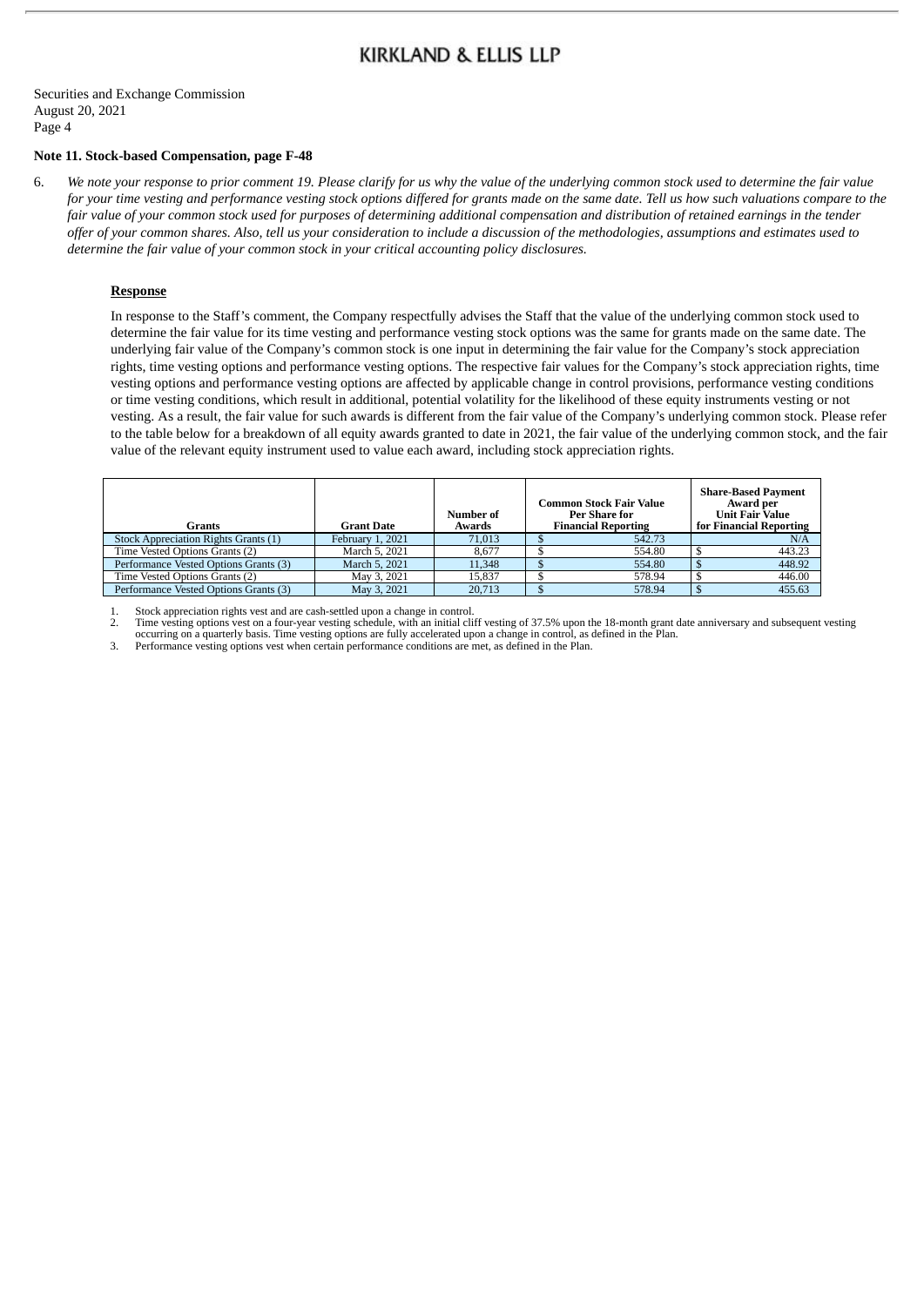**KIRKLAND & ELLIS LLP**

Securities and Exchange Commission
August 20, 2021
Page 4

**Note 11. Stock-based Compensation, page F-48**

6. *We note your response to prior comment 19. Please clarify for us why the value of the underlying common stock used to determine the fair value for your time vesting and performance vesting stock options differed for grants made on the same date. Tell us how such valuations compare to the fair value of your common stock used for purposes of determining additional compensation and distribution of retained earnings in the tender offer of your common shares. Also, tell us your consideration to include a discussion of the methodologies, assumptions and estimates used to determine the fair value of your common stock in your critical accounting policy disclosures.*

**Response**

In response to the Staff's comment, the Company respectfully advises the Staff that the value of the underlying common stock used to determine the fair value for its time vesting and performance vesting stock options was the same for grants made on the same date. The underlying fair value of the Company's common stock is one input in determining the fair value for the Company's stock appreciation rights, time vesting options and performance vesting options. The respective fair values for the Company's stock appreciation rights, time vesting options and performance vesting options are affected by applicable change in control provisions, performance vesting conditions or time vesting conditions, which result in additional, potential volatility for the likelihood of these equity instruments vesting or not vesting. As a result, the fair value for such awards is different from the fair value of the Company's underlying common stock. Please refer to the table below for a breakdown of all equity awards granted to date in 2021, the fair value of the underlying common stock, and the fair value of the relevant equity instrument used to value each award, including stock appreciation rights.

| Grants | Grant Date | Number of Awards | Common Stock Fair Value Per Share for Financial Reporting | Share-Based Payment Award per Unit Fair Value for Financial Reporting |
|---|---|---|---|---|
| Stock Appreciation Rights Grants (1) | February 1, 2021 | 71,013 | $ 542.73 | N/A |
| Time Vested Options Grants (2) | March 5, 2021 | 8,677 | $ 554.80 | $ 443.23 |
| Performance Vested Options Grants (3) | March 5, 2021 | 11,348 | $ 554.80 | $ 448.92 |
| Time Vested Options Grants (2) | May 3, 2021 | 15,837 | $ 578.94 | $ 446.00 |
| Performance Vested Options Grants (3) | May 3, 2021 | 20,713 | $ 578.94 | $ 455.63 |

1. Stock appreciation rights vest and are cash-settled upon a change in control.
2. Time vesting options vest on a four-year vesting schedule, with an initial cliff vesting of 37.5% upon the 18-month grant date anniversary and subsequent vesting occurring on a quarterly basis. Time vesting options are fully accelerated upon a change in control, as defined in the Plan.
3. Performance vesting options vest when certain performance conditions are met, as defined in the Plan.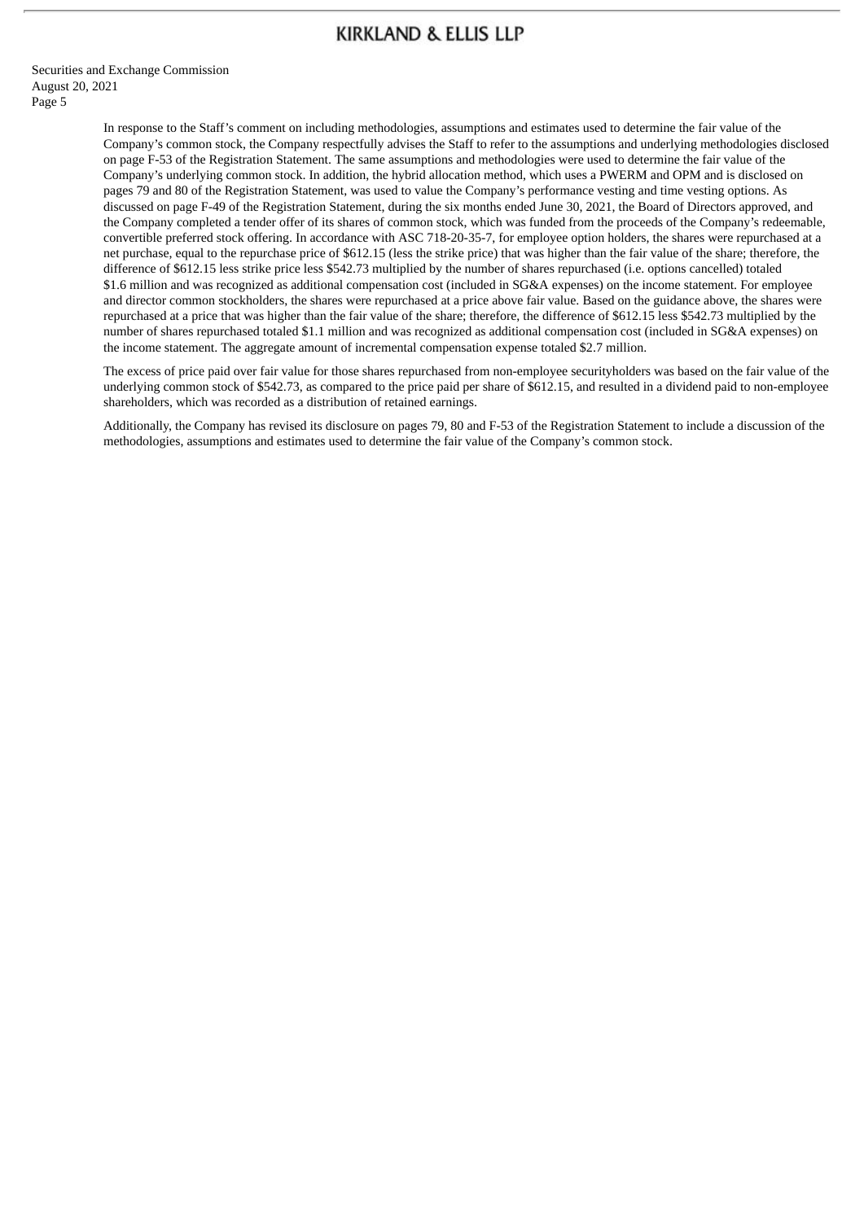In response to the Staff's comment on including methodologies, assumptions and estimates used to determine the fair value of the Company's common stock, the Company respectfully advises the Staff to refer to the assumptions and underlying methodologies disclosed on page F-53 of the Registration Statement. The same assumptions and methodologies were used to determine the fair value of the Company's underlying common stock. In addition, the hybrid allocation method, which uses a PWERM and OPM and is disclosed on pages 79 and 80 of the Registration Statement, was used to value the Company's performance vesting and time vesting options. As discussed on page F-49 of the Registration Statement, during the six months ended June 30, 2021, the Board of Directors approved, and the Company completed a tender offer of its shares of common stock, which was funded from the proceeds of the Company's redeemable, convertible preferred stock offering. In accordance with ASC 718-20-35-7, for employee option holders, the shares were repurchased at a net purchase, equal to the repurchase price of $612.15 (less the strike price) that was higher than the fair value of the share; therefore, the difference of $612.15 less strike price less $542.73 multiplied by the number of shares repurchased (i.e. options cancelled) totaled $1.6 million and was recognized as additional compensation cost (included in SG&A expenses) on the income statement. For employee and director common stockholders, the shares were repurchased at a price above fair value. Based on the guidance above, the shares were repurchased at a price that was higher than the fair value of the share; therefore, the difference of $612.15 less $542.73 multiplied by the number of shares repurchased totaled $1.1 million and was recognized as additional compensation cost (included in SG&A expenses) on the income statement. The aggregate amount of incremental compensation expense totaled $2.7 million.

The excess of price paid over fair value for those shares repurchased from non-employee securityholders was based on the fair value of the underlying common stock of $542.73, as compared to the price paid per share of $612.15, and resulted in a dividend paid to non-employee shareholders, which was recorded as a distribution of retained earnings.

Additionally, the Company has revised its disclosure on pages 79, 80 and F-53 of the Registration Statement to include a discussion of the methodologies, assumptions and estimates used to determine the fair value of the Company's common stock.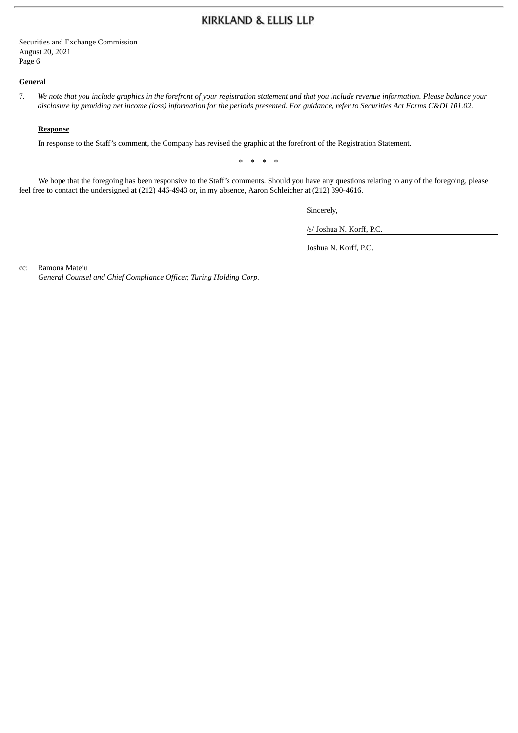**General**

7. *We note that you include graphics in the forefront of your registration statement and that you include revenue information. Please balance your disclosure by providing net income (loss) information for the periods presented. For guidance, refer to Securities Act Forms C&DI 101.02.*

**Response**

In response to the Staff's comment, the Company has revised the graphic at the forefront of the Registration Statement.

\* \* \* \*

We hope that the foregoing has been responsive to the Staff's comments. Should you have any questions relating to any of the foregoing, please feel free to contact the undersigned at (212) 446-4943 or, in my absence, Aaron Schleicher at (212) 390-4616.

Sincerely,

/s/ Joshua N. Korff, P.C.

Joshua N. Korff, P.C.

cc: Ramona Mateiu
*General Counsel and Chief Compliance Officer, Turing Holding Corp.*